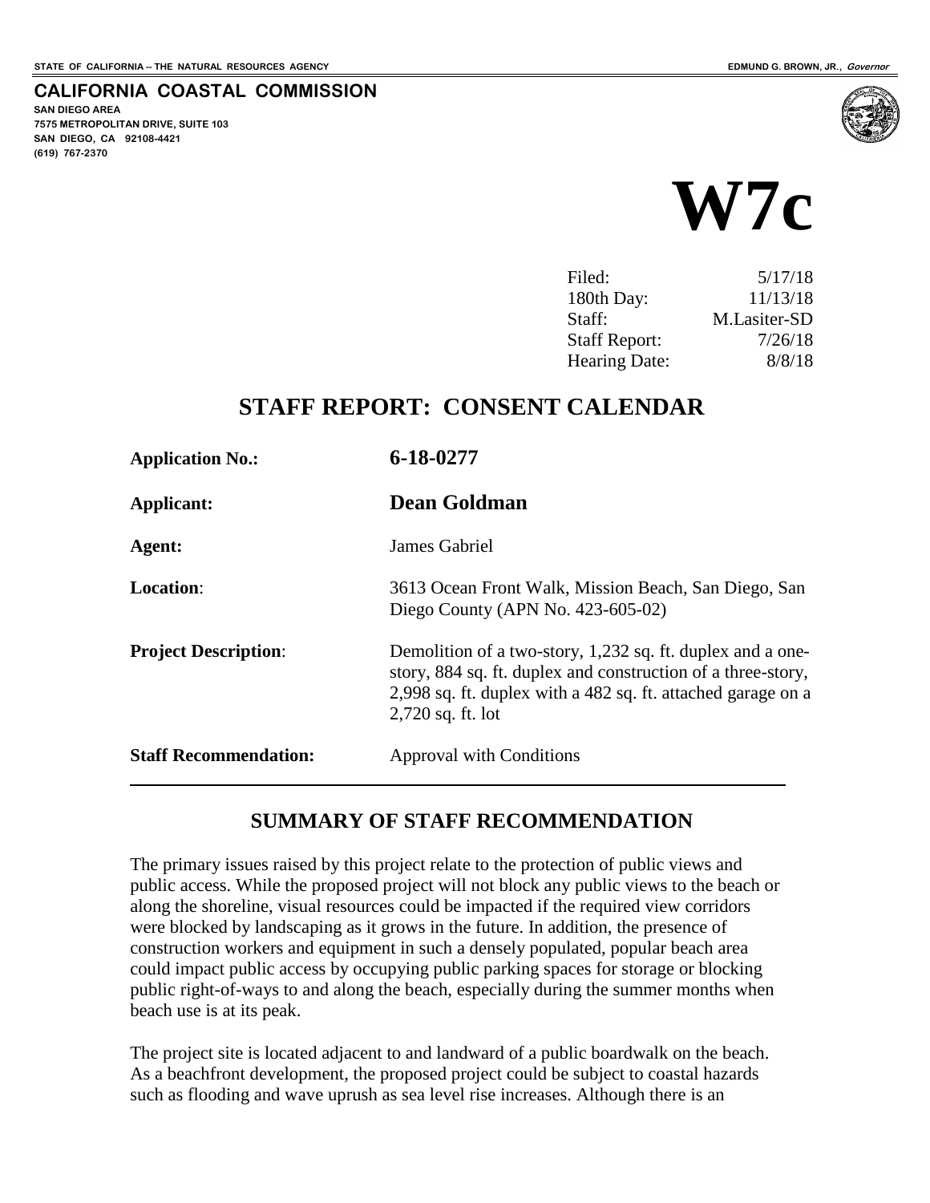STATE OF CALIFORNIA -- THE NATURAL RESOURCES AGENCY

EDMUND G. BROWN, JR., *Governor*

**CALIFORNIA COASTAL COMMISSION**

**SAN DIEGO AREA**
**7575 METROPOLITAN DRIVE, SUITE 103**
**SAN DIEGO, CA 92108-4421**
**(619) 767-2370**

# W7c

| | |
|---|---|
| Filed: | 5/17/18 |
| 180th Day: | 11/13/18 |
| Staff: | M.Lasiter-SD |
| Staff Report: | 7/26/18 |
| Hearing Date: | 8/8/18 |

## STAFF REPORT: CONSENT CALENDAR

| | |
|---|---|
| **Application No.:** | **6-18-0277** |
| **Applicant:** | **Dean Goldman** |
| **Agent:** | James Gabriel |
| **Location:** | 3613 Ocean Front Walk, Mission Beach, San Diego, San Diego County (APN No. 423-605-02) |
| **Project Description:** | Demolition of a two-story, 1,232 sq. ft. duplex and a one-story, 884 sq. ft. duplex and construction of a three-story, 2,998 sq. ft. duplex with a 482 sq. ft. attached garage on a 2,720 sq. ft. lot |
| **Staff Recommendation:** | Approval with Conditions |

## SUMMARY OF STAFF RECOMMENDATION

The primary issues raised by this project relate to the protection of public views and public access. While the proposed project will not block any public views to the beach or along the shoreline, visual resources could be impacted if the required view corridors were blocked by landscaping as it grows in the future. In addition, the presence of construction workers and equipment in such a densely populated, popular beach area could impact public access by occupying public parking spaces for storage or blocking public right-of-ways to and along the beach, especially during the summer months when beach use is at its peak.

The project site is located adjacent to and landward of a public boardwalk on the beach. As a beachfront development, the proposed project could be subject to coastal hazards such as flooding and wave uprush as sea level rise increases. Although there is an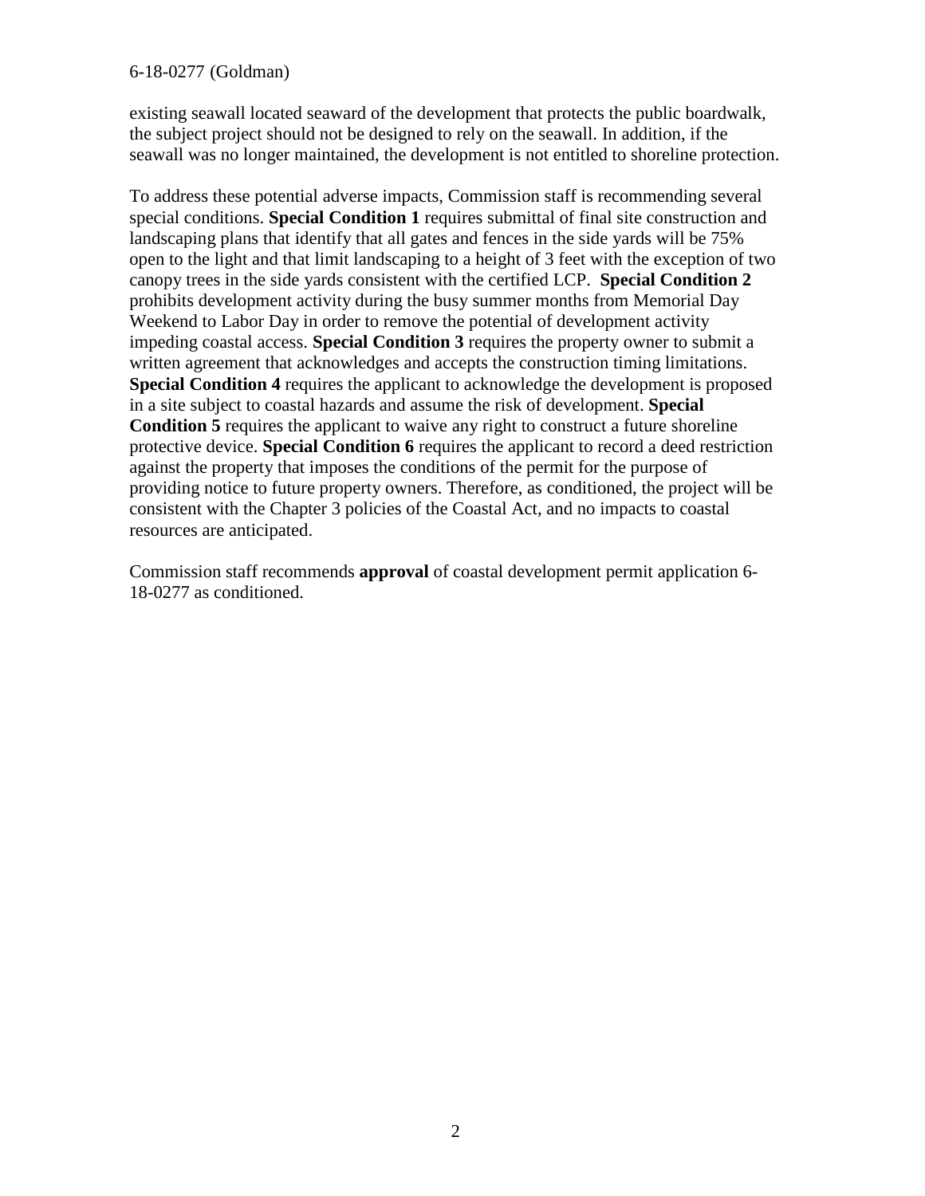existing seawall located seaward of the development that protects the public boardwalk, the subject project should not be designed to rely on the seawall. In addition, if the seawall was no longer maintained, the development is not entitled to shoreline protection.

To address these potential adverse impacts, Commission staff is recommending several special conditions. **Special Condition 1** requires submittal of final site construction and landscaping plans that identify that all gates and fences in the side yards will be 75% open to the light and that limit landscaping to a height of 3 feet with the exception of two canopy trees in the side yards consistent with the certified LCP. **Special Condition 2** prohibits development activity during the busy summer months from Memorial Day Weekend to Labor Day in order to remove the potential of development activity impeding coastal access. **Special Condition 3** requires the property owner to submit a written agreement that acknowledges and accepts the construction timing limitations. **Special Condition 4** requires the applicant to acknowledge the development is proposed in a site subject to coastal hazards and assume the risk of development. **Special Condition 5** requires the applicant to waive any right to construct a future shoreline protective device. **Special Condition 6** requires the applicant to record a deed restriction against the property that imposes the conditions of the permit for the purpose of providing notice to future property owners. Therefore, as conditioned, the project will be consistent with the Chapter 3 policies of the Coastal Act, and no impacts to coastal resources are anticipated.

Commission staff recommends **approval** of coastal development permit application 6-18-0277 as conditioned.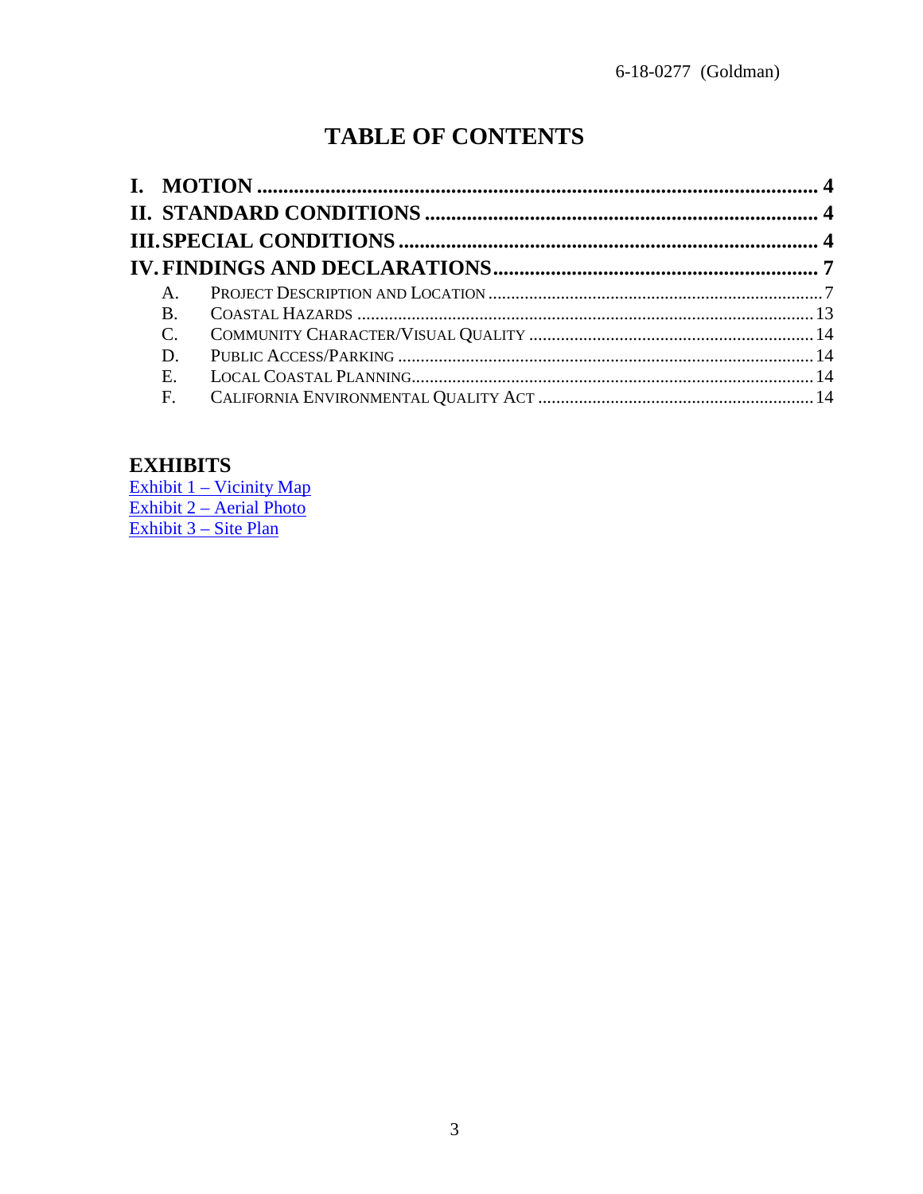# TABLE OF CONTENTS

**I. MOTION** ........................................................................................................ **4**

**II. STANDARD CONDITIONS** ........................................................................... **4**

**III. SPECIAL CONDITIONS** ............................................................................... **4**

**IV. FINDINGS AND DECLARATIONS** ............................................................. **7**

- A. PROJECT DESCRIPTION AND LOCATION ........................................................... 7
- B. COASTAL HAZARDS ............................................................................................ 13
- C. COMMUNITY CHARACTER/VISUAL QUALITY ................................................. 14
- D. PUBLIC ACCESS/PARKING ................................................................................ 14
- E. LOCAL COASTAL PLANNING ............................................................................. 14
- F. CALIFORNIA ENVIRONMENTAL QUALITY ACT ................................................ 14

## EXHIBITS

Exhibit 1 – Vicinity Map
Exhibit 2 – Aerial Photo
Exhibit 3 – Site Plan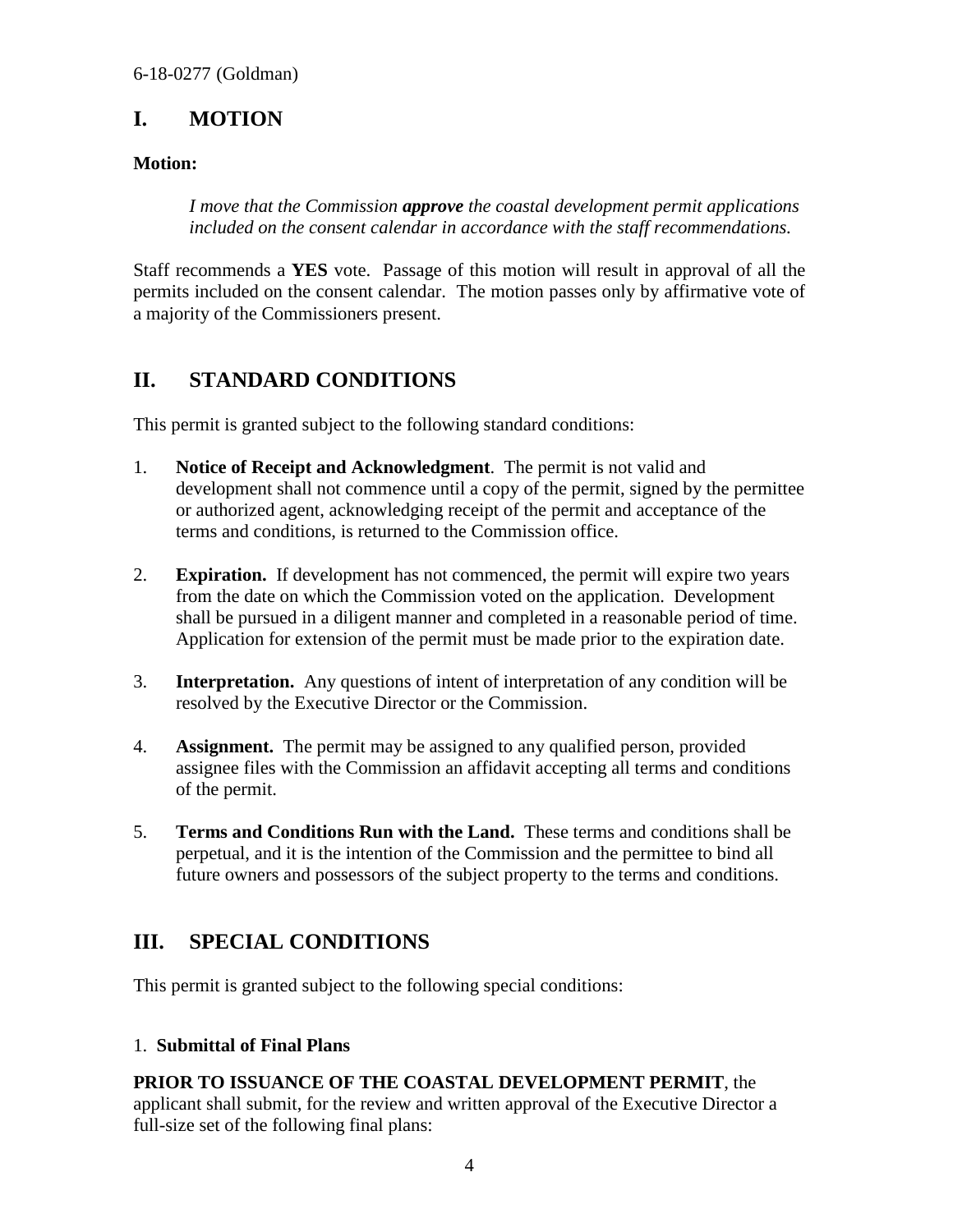## I. MOTION

**Motion:**

> *I move that the Commission **approve** the coastal development permit applications included on the consent calendar in accordance with the staff recommendations.*

Staff recommends a **YES** vote. Passage of this motion will result in approval of all the permits included on the consent calendar. The motion passes only by affirmative vote of a majority of the Commissioners present.

## II. STANDARD CONDITIONS

This permit is granted subject to the following standard conditions:

1. **Notice of Receipt and Acknowledgment**. The permit is not valid and development shall not commence until a copy of the permit, signed by the permittee or authorized agent, acknowledging receipt of the permit and acceptance of the terms and conditions, is returned to the Commission office.

2. **Expiration.** If development has not commenced, the permit will expire two years from the date on which the Commission voted on the application. Development shall be pursued in a diligent manner and completed in a reasonable period of time. Application for extension of the permit must be made prior to the expiration date.

3. **Interpretation.** Any questions of intent of interpretation of any condition will be resolved by the Executive Director or the Commission.

4. **Assignment.** The permit may be assigned to any qualified person, provided assignee files with the Commission an affidavit accepting all terms and conditions of the permit.

5. **Terms and Conditions Run with the Land.** These terms and conditions shall be perpetual, and it is the intention of the Commission and the permittee to bind all future owners and possessors of the subject property to the terms and conditions.

## III. SPECIAL CONDITIONS

This permit is granted subject to the following special conditions:

1. **Submittal of Final Plans**

**PRIOR TO ISSUANCE OF THE COASTAL DEVELOPMENT PERMIT**, the applicant shall submit, for the review and written approval of the Executive Director a full-size set of the following final plans: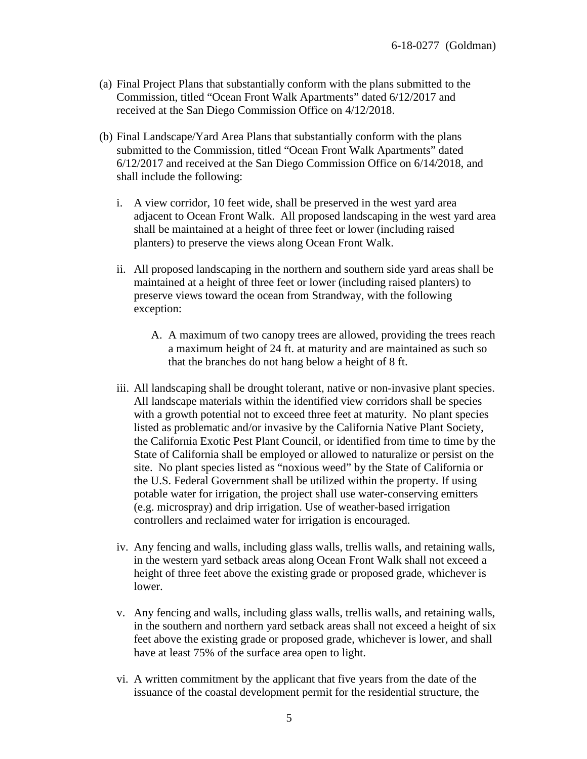(a) Final Project Plans that substantially conform with the plans submitted to the Commission, titled "Ocean Front Walk Apartments" dated 6/12/2017 and received at the San Diego Commission Office on 4/12/2018.

(b) Final Landscape/Yard Area Plans that substantially conform with the plans submitted to the Commission, titled "Ocean Front Walk Apartments" dated 6/12/2017 and received at the San Diego Commission Office on 6/14/2018, and shall include the following:

   i. A view corridor, 10 feet wide, shall be preserved in the west yard area adjacent to Ocean Front Walk. All proposed landscaping in the west yard area shall be maintained at a height of three feet or lower (including raised planters) to preserve the views along Ocean Front Walk.

   ii. All proposed landscaping in the northern and southern side yard areas shall be maintained at a height of three feet or lower (including raised planters) to preserve views toward the ocean from Strandway, with the following exception:

      A. A maximum of two canopy trees are allowed, providing the trees reach a maximum height of 24 ft. at maturity and are maintained as such so that the branches do not hang below a height of 8 ft.

   iii. All landscaping shall be drought tolerant, native or non-invasive plant species. All landscape materials within the identified view corridors shall be species with a growth potential not to exceed three feet at maturity. No plant species listed as problematic and/or invasive by the California Native Plant Society, the California Exotic Pest Plant Council, or identified from time to time by the State of California shall be employed or allowed to naturalize or persist on the site. No plant species listed as "noxious weed" by the State of California or the U.S. Federal Government shall be utilized within the property. If using potable water for irrigation, the project shall use water-conserving emitters (e.g. microspray) and drip irrigation. Use of weather-based irrigation controllers and reclaimed water for irrigation is encouraged.

   iv. Any fencing and walls, including glass walls, trellis walls, and retaining walls, in the western yard setback areas along Ocean Front Walk shall not exceed a height of three feet above the existing grade or proposed grade, whichever is lower.

   v. Any fencing and walls, including glass walls, trellis walls, and retaining walls, in the southern and northern yard setback areas shall not exceed a height of six feet above the existing grade or proposed grade, whichever is lower, and shall have at least 75% of the surface area open to light.

   vi. A written commitment by the applicant that five years from the date of the issuance of the coastal development permit for the residential structure, the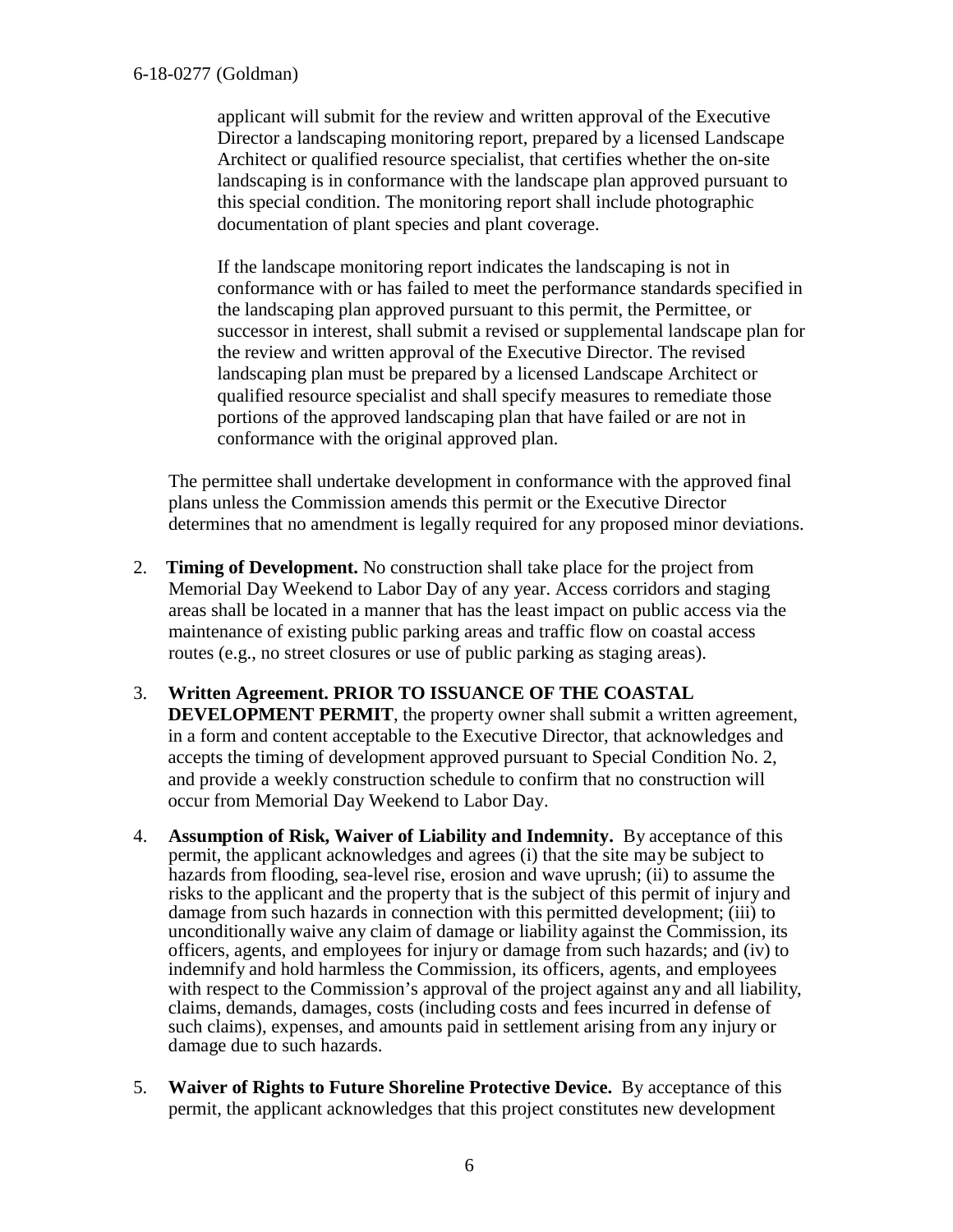applicant will submit for the review and written approval of the Executive Director a landscaping monitoring report, prepared by a licensed Landscape Architect or qualified resource specialist, that certifies whether the on-site landscaping is in conformance with the landscape plan approved pursuant to this special condition. The monitoring report shall include photographic documentation of plant species and plant coverage.

If the landscape monitoring report indicates the landscaping is not in conformance with or has failed to meet the performance standards specified in the landscaping plan approved pursuant to this permit, the Permittee, or successor in interest, shall submit a revised or supplemental landscape plan for the review and written approval of the Executive Director. The revised landscaping plan must be prepared by a licensed Landscape Architect or qualified resource specialist and shall specify measures to remediate those portions of the approved landscaping plan that have failed or are not in conformance with the original approved plan.

The permittee shall undertake development in conformance with the approved final plans unless the Commission amends this permit or the Executive Director determines that no amendment is legally required for any proposed minor deviations.

2. **Timing of Development.** No construction shall take place for the project from Memorial Day Weekend to Labor Day of any year. Access corridors and staging areas shall be located in a manner that has the least impact on public access via the maintenance of existing public parking areas and traffic flow on coastal access routes (e.g., no street closures or use of public parking as staging areas).

3. **Written Agreement. PRIOR TO ISSUANCE OF THE COASTAL DEVELOPMENT PERMIT**, the property owner shall submit a written agreement, in a form and content acceptable to the Executive Director, that acknowledges and accepts the timing of development approved pursuant to Special Condition No. 2, and provide a weekly construction schedule to confirm that no construction will occur from Memorial Day Weekend to Labor Day.

4. **Assumption of Risk, Waiver of Liability and Indemnity.** By acceptance of this permit, the applicant acknowledges and agrees (i) that the site may be subject to hazards from flooding, sea-level rise, erosion and wave uprush; (ii) to assume the risks to the applicant and the property that is the subject of this permit of injury and damage from such hazards in connection with this permitted development; (iii) to unconditionally waive any claim of damage or liability against the Commission, its officers, agents, and employees for injury or damage from such hazards; and (iv) to indemnify and hold harmless the Commission, its officers, agents, and employees with respect to the Commission's approval of the project against any and all liability, claims, demands, damages, costs (including costs and fees incurred in defense of such claims), expenses, and amounts paid in settlement arising from any injury or damage due to such hazards.

5. **Waiver of Rights to Future Shoreline Protective Device.** By acceptance of this permit, the applicant acknowledges that this project constitutes new development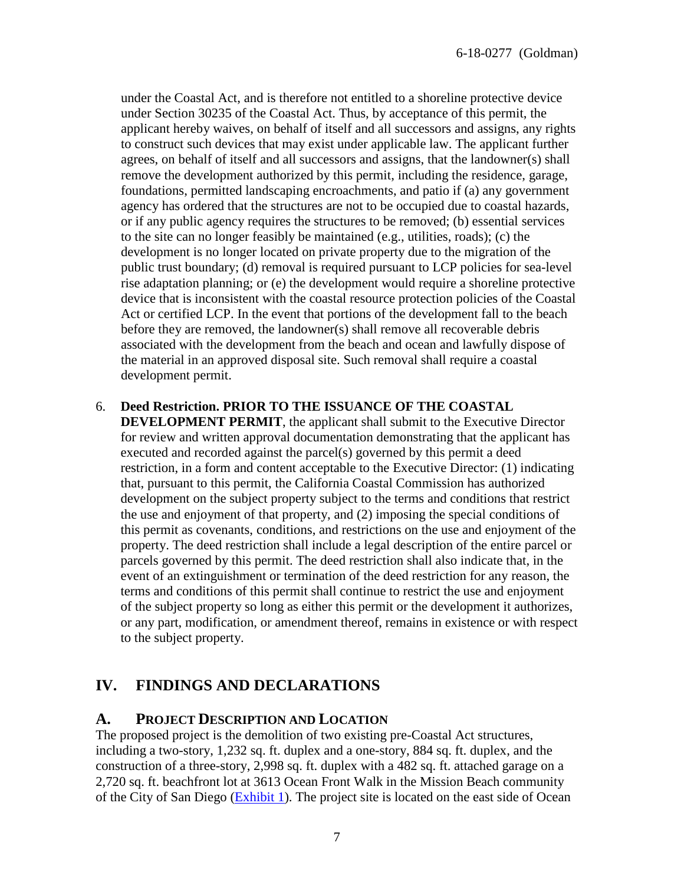under the Coastal Act, and is therefore not entitled to a shoreline protective device under Section 30235 of the Coastal Act. Thus, by acceptance of this permit, the applicant hereby waives, on behalf of itself and all successors and assigns, any rights to construct such devices that may exist under applicable law. The applicant further agrees, on behalf of itself and all successors and assigns, that the landowner(s) shall remove the development authorized by this permit, including the residence, garage, foundations, permitted landscaping encroachments, and patio if (a) any government agency has ordered that the structures are not to be occupied due to coastal hazards, or if any public agency requires the structures to be removed; (b) essential services to the site can no longer feasibly be maintained (e.g., utilities, roads); (c) the development is no longer located on private property due to the migration of the public trust boundary; (d) removal is required pursuant to LCP policies for sea-level rise adaptation planning; or (e) the development would require a shoreline protective device that is inconsistent with the coastal resource protection policies of the Coastal Act or certified LCP. In the event that portions of the development fall to the beach before they are removed, the landowner(s) shall remove all recoverable debris associated with the development from the beach and ocean and lawfully dispose of the material in an approved disposal site. Such removal shall require a coastal development permit.

6. **Deed Restriction. PRIOR TO THE ISSUANCE OF THE COASTAL DEVELOPMENT PERMIT**, the applicant shall submit to the Executive Director for review and written approval documentation demonstrating that the applicant has executed and recorded against the parcel(s) governed by this permit a deed restriction, in a form and content acceptable to the Executive Director: (1) indicating that, pursuant to this permit, the California Coastal Commission has authorized development on the subject property subject to the terms and conditions that restrict the use and enjoyment of that property, and (2) imposing the special conditions of this permit as covenants, conditions, and restrictions on the use and enjoyment of the property. The deed restriction shall include a legal description of the entire parcel or parcels governed by this permit. The deed restriction shall also indicate that, in the event of an extinguishment or termination of the deed restriction for any reason, the terms and conditions of this permit shall continue to restrict the use and enjoyment of the subject property so long as either this permit or the development it authorizes, or any part, modification, or amendment thereof, remains in existence or with respect to the subject property.

## IV. FINDINGS AND DECLARATIONS

### A. PROJECT DESCRIPTION AND LOCATION

The proposed project is the demolition of two existing pre-Coastal Act structures, including a two-story, 1,232 sq. ft. duplex and a one-story, 884 sq. ft. duplex, and the construction of a three-story, 2,998 sq. ft. duplex with a 482 sq. ft. attached garage on a 2,720 sq. ft. beachfront lot at 3613 Ocean Front Walk in the Mission Beach community of the City of San Diego (Exhibit 1). The project site is located on the east side of Ocean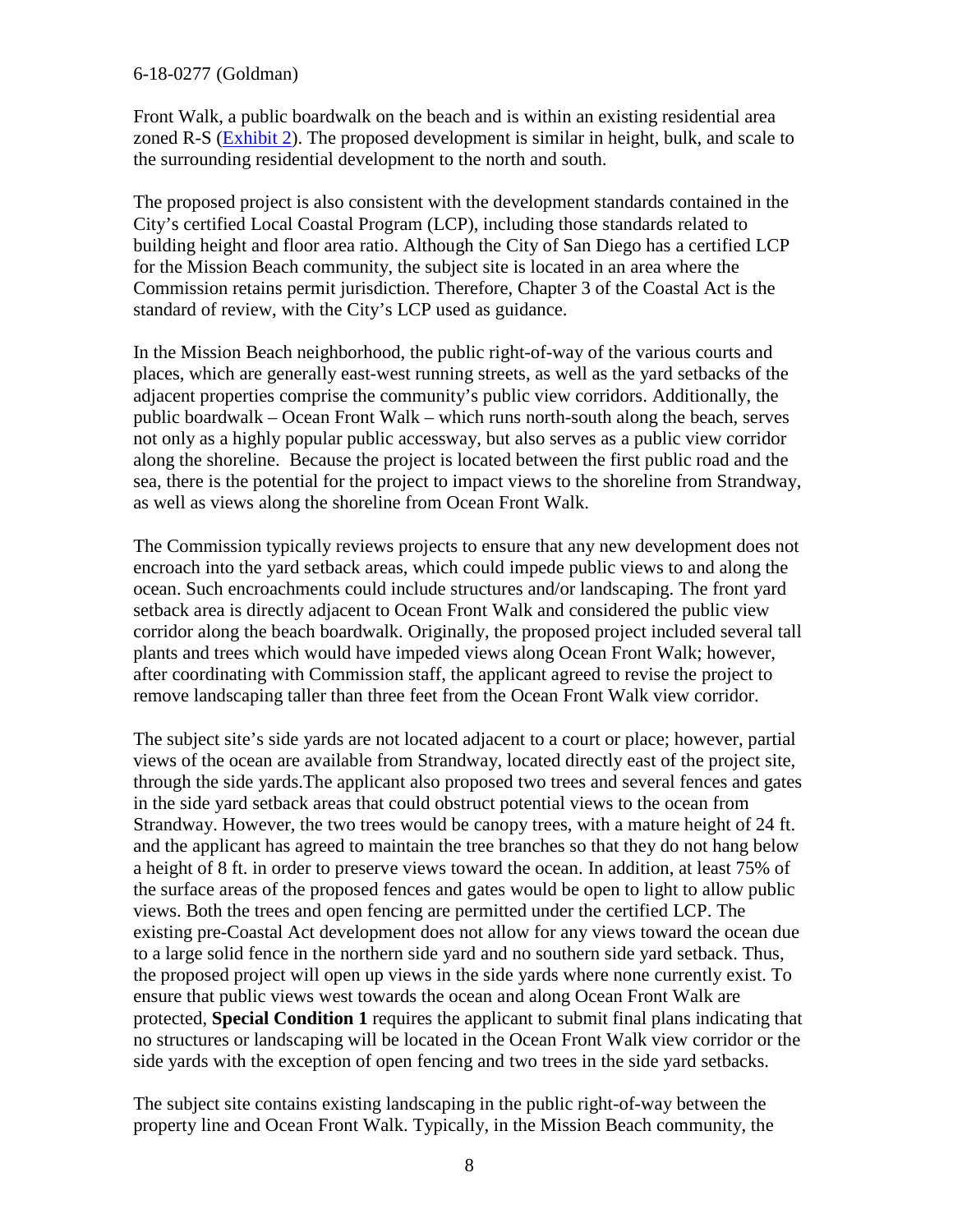Front Walk, a public boardwalk on the beach and is within an existing residential area zoned R-S (Exhibit 2). The proposed development is similar in height, bulk, and scale to the surrounding residential development to the north and south.

The proposed project is also consistent with the development standards contained in the City's certified Local Coastal Program (LCP), including those standards related to building height and floor area ratio. Although the City of San Diego has a certified LCP for the Mission Beach community, the subject site is located in an area where the Commission retains permit jurisdiction. Therefore, Chapter 3 of the Coastal Act is the standard of review, with the City's LCP used as guidance.

In the Mission Beach neighborhood, the public right-of-way of the various courts and places, which are generally east-west running streets, as well as the yard setbacks of the adjacent properties comprise the community's public view corridors. Additionally, the public boardwalk – Ocean Front Walk – which runs north-south along the beach, serves not only as a highly popular public accessway, but also serves as a public view corridor along the shoreline. Because the project is located between the first public road and the sea, there is the potential for the project to impact views to the shoreline from Strandway, as well as views along the shoreline from Ocean Front Walk.

The Commission typically reviews projects to ensure that any new development does not encroach into the yard setback areas, which could impede public views to and along the ocean. Such encroachments could include structures and/or landscaping. The front yard setback area is directly adjacent to Ocean Front Walk and considered the public view corridor along the beach boardwalk. Originally, the proposed project included several tall plants and trees which would have impeded views along Ocean Front Walk; however, after coordinating with Commission staff, the applicant agreed to revise the project to remove landscaping taller than three feet from the Ocean Front Walk view corridor.

The subject site's side yards are not located adjacent to a court or place; however, partial views of the ocean are available from Strandway, located directly east of the project site, through the side yards.The applicant also proposed two trees and several fences and gates in the side yard setback areas that could obstruct potential views to the ocean from Strandway. However, the two trees would be canopy trees, with a mature height of 24 ft. and the applicant has agreed to maintain the tree branches so that they do not hang below a height of 8 ft. in order to preserve views toward the ocean. In addition, at least 75% of the surface areas of the proposed fences and gates would be open to light to allow public views. Both the trees and open fencing are permitted under the certified LCP. The existing pre-Coastal Act development does not allow for any views toward the ocean due to a large solid fence in the northern side yard and no southern side yard setback. Thus, the proposed project will open up views in the side yards where none currently exist. To ensure that public views west towards the ocean and along Ocean Front Walk are protected, **Special Condition 1** requires the applicant to submit final plans indicating that no structures or landscaping will be located in the Ocean Front Walk view corridor or the side yards with the exception of open fencing and two trees in the side yard setbacks.

The subject site contains existing landscaping in the public right-of-way between the property line and Ocean Front Walk. Typically, in the Mission Beach community, the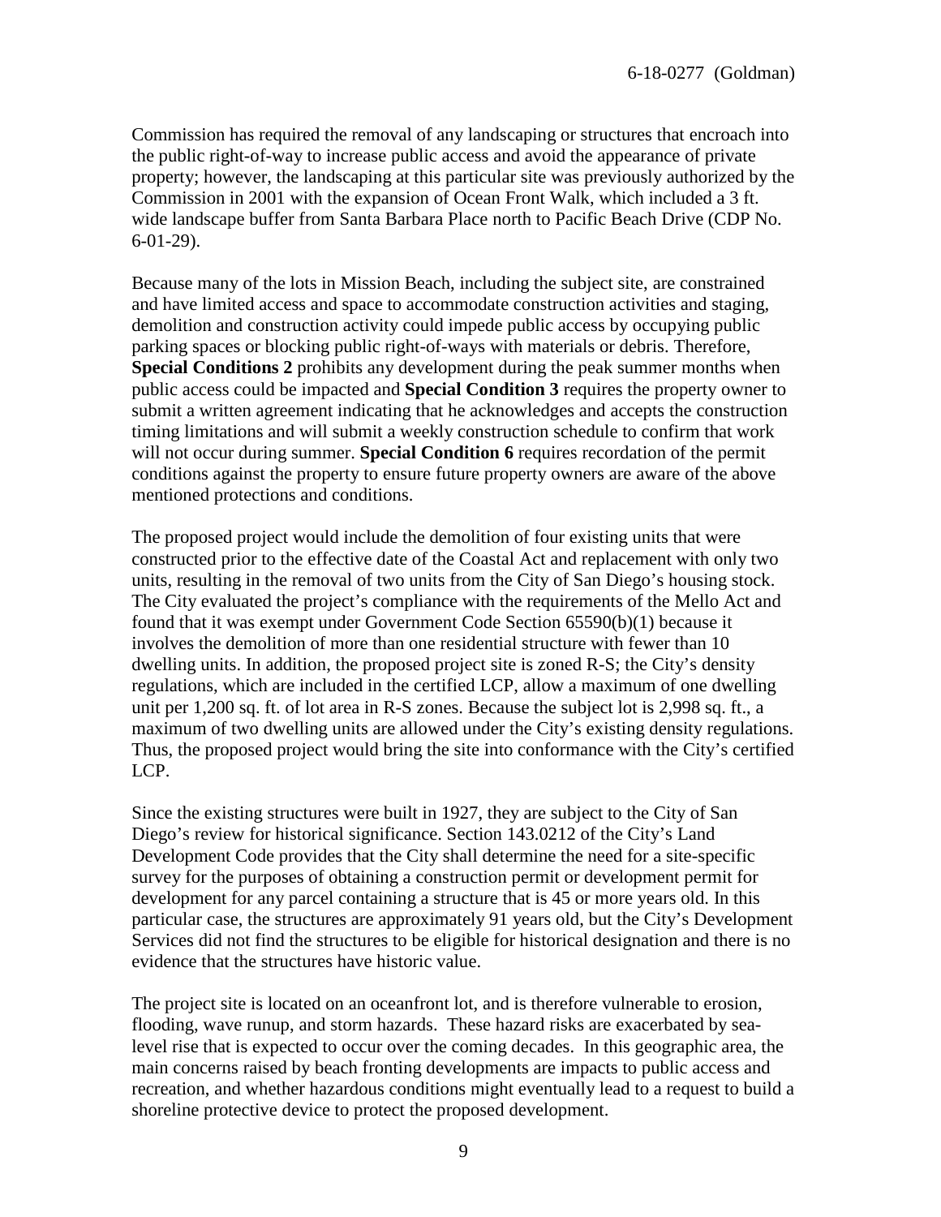Commission has required the removal of any landscaping or structures that encroach into the public right-of-way to increase public access and avoid the appearance of private property; however, the landscaping at this particular site was previously authorized by the Commission in 2001 with the expansion of Ocean Front Walk, which included a 3 ft. wide landscape buffer from Santa Barbara Place north to Pacific Beach Drive (CDP No. 6-01-29).

Because many of the lots in Mission Beach, including the subject site, are constrained and have limited access and space to accommodate construction activities and staging, demolition and construction activity could impede public access by occupying public parking spaces or blocking public right-of-ways with materials or debris. Therefore, **Special Conditions 2** prohibits any development during the peak summer months when public access could be impacted and **Special Condition 3** requires the property owner to submit a written agreement indicating that he acknowledges and accepts the construction timing limitations and will submit a weekly construction schedule to confirm that work will not occur during summer. **Special Condition 6** requires recordation of the permit conditions against the property to ensure future property owners are aware of the above mentioned protections and conditions.

The proposed project would include the demolition of four existing units that were constructed prior to the effective date of the Coastal Act and replacement with only two units, resulting in the removal of two units from the City of San Diego's housing stock. The City evaluated the project's compliance with the requirements of the Mello Act and found that it was exempt under Government Code Section 65590(b)(1) because it involves the demolition of more than one residential structure with fewer than 10 dwelling units. In addition, the proposed project site is zoned R-S; the City's density regulations, which are included in the certified LCP, allow a maximum of one dwelling unit per 1,200 sq. ft. of lot area in R-S zones. Because the subject lot is 2,998 sq. ft., a maximum of two dwelling units are allowed under the City's existing density regulations. Thus, the proposed project would bring the site into conformance with the City's certified LCP.

Since the existing structures were built in 1927, they are subject to the City of San Diego's review for historical significance. Section 143.0212 of the City's Land Development Code provides that the City shall determine the need for a site-specific survey for the purposes of obtaining a construction permit or development permit for development for any parcel containing a structure that is 45 or more years old. In this particular case, the structures are approximately 91 years old, but the City's Development Services did not find the structures to be eligible for historical designation and there is no evidence that the structures have historic value.

The project site is located on an oceanfront lot, and is therefore vulnerable to erosion, flooding, wave runup, and storm hazards. These hazard risks are exacerbated by sea-level rise that is expected to occur over the coming decades. In this geographic area, the main concerns raised by beach fronting developments are impacts to public access and recreation, and whether hazardous conditions might eventually lead to a request to build a shoreline protective device to protect the proposed development.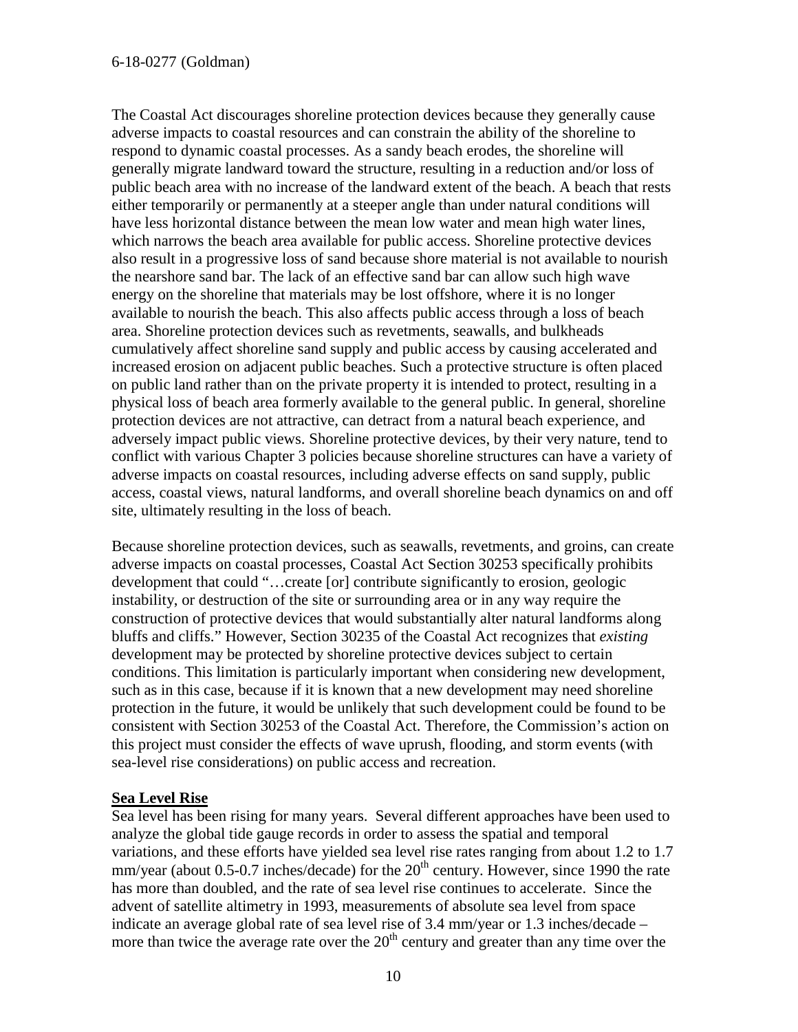The Coastal Act discourages shoreline protection devices because they generally cause adverse impacts to coastal resources and can constrain the ability of the shoreline to respond to dynamic coastal processes. As a sandy beach erodes, the shoreline will generally migrate landward toward the structure, resulting in a reduction and/or loss of public beach area with no increase of the landward extent of the beach. A beach that rests either temporarily or permanently at a steeper angle than under natural conditions will have less horizontal distance between the mean low water and mean high water lines, which narrows the beach area available for public access. Shoreline protective devices also result in a progressive loss of sand because shore material is not available to nourish the nearshore sand bar. The lack of an effective sand bar can allow such high wave energy on the shoreline that materials may be lost offshore, where it is no longer available to nourish the beach. This also affects public access through a loss of beach area. Shoreline protection devices such as revetments, seawalls, and bulkheads cumulatively affect shoreline sand supply and public access by causing accelerated and increased erosion on adjacent public beaches. Such a protective structure is often placed on public land rather than on the private property it is intended to protect, resulting in a physical loss of beach area formerly available to the general public. In general, shoreline protection devices are not attractive, can detract from a natural beach experience, and adversely impact public views. Shoreline protective devices, by their very nature, tend to conflict with various Chapter 3 policies because shoreline structures can have a variety of adverse impacts on coastal resources, including adverse effects on sand supply, public access, coastal views, natural landforms, and overall shoreline beach dynamics on and off site, ultimately resulting in the loss of beach.

Because shoreline protection devices, such as seawalls, revetments, and groins, can create adverse impacts on coastal processes, Coastal Act Section 30253 specifically prohibits development that could "…create [or] contribute significantly to erosion, geologic instability, or destruction of the site or surrounding area or in any way require the construction of protective devices that would substantially alter natural landforms along bluffs and cliffs." However, Section 30235 of the Coastal Act recognizes that *existing* development may be protected by shoreline protective devices subject to certain conditions. This limitation is particularly important when considering new development, such as in this case, because if it is known that a new development may need shoreline protection in the future, it would be unlikely that such development could be found to be consistent with Section 30253 of the Coastal Act. Therefore, the Commission's action on this project must consider the effects of wave uprush, flooding, and storm events (with sea-level rise considerations) on public access and recreation.

**Sea Level Rise**

Sea level has been rising for many years. Several different approaches have been used to analyze the global tide gauge records in order to assess the spatial and temporal variations, and these efforts have yielded sea level rise rates ranging from about 1.2 to 1.7 mm/year (about 0.5-0.7 inches/decade) for the 20th century. However, since 1990 the rate has more than doubled, and the rate of sea level rise continues to accelerate. Since the advent of satellite altimetry in 1993, measurements of absolute sea level from space indicate an average global rate of sea level rise of 3.4 mm/year or 1.3 inches/decade – more than twice the average rate over the 20th century and greater than any time over the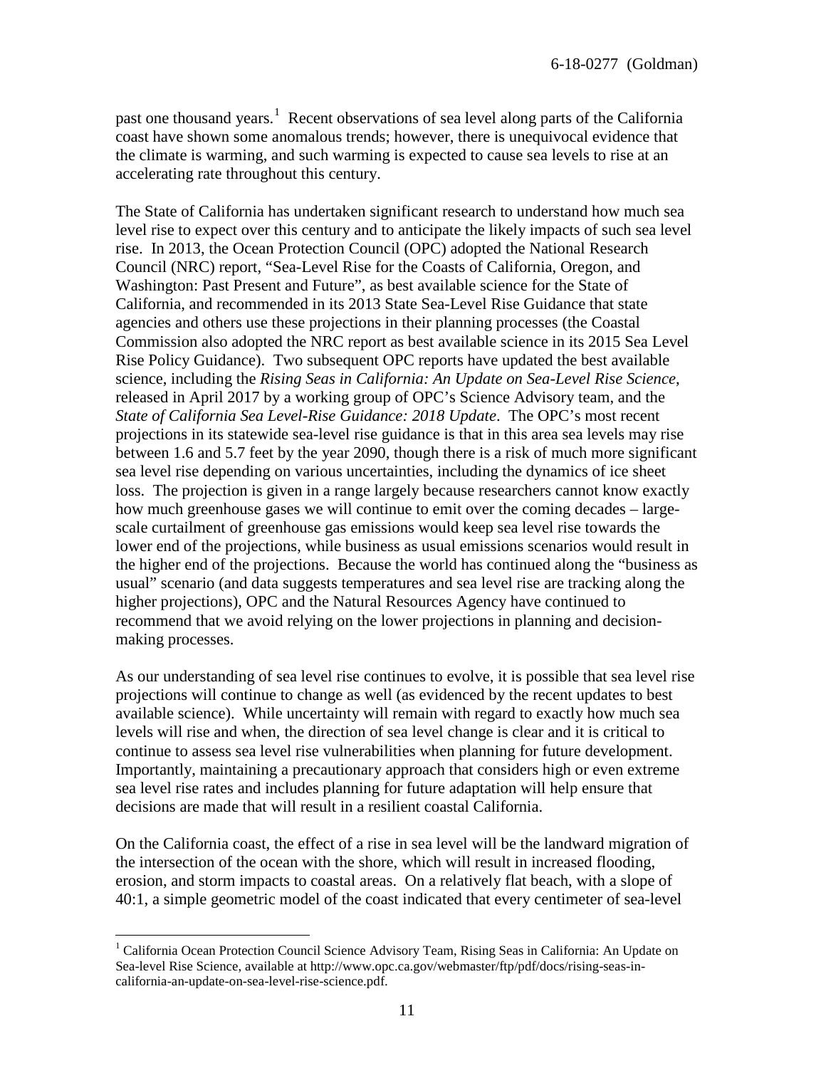past one thousand years.[1] Recent observations of sea level along parts of the California coast have shown some anomalous trends; however, there is unequivocal evidence that the climate is warming, and such warming is expected to cause sea levels to rise at an accelerating rate throughout this century.

The State of California has undertaken significant research to understand how much sea level rise to expect over this century and to anticipate the likely impacts of such sea level rise. In 2013, the Ocean Protection Council (OPC) adopted the National Research Council (NRC) report, "Sea-Level Rise for the Coasts of California, Oregon, and Washington: Past Present and Future", as best available science for the State of California, and recommended in its 2013 State Sea-Level Rise Guidance that state agencies and others use these projections in their planning processes (the Coastal Commission also adopted the NRC report as best available science in its 2015 Sea Level Rise Policy Guidance). Two subsequent OPC reports have updated the best available science, including the *Rising Seas in California: An Update on Sea-Level Rise Science*, released in April 2017 by a working group of OPC's Science Advisory team, and the *State of California Sea Level-Rise Guidance: 2018 Update*. The OPC's most recent projections in its statewide sea-level rise guidance is that in this area sea levels may rise between 1.6 and 5.7 feet by the year 2090, though there is a risk of much more significant sea level rise depending on various uncertainties, including the dynamics of ice sheet loss. The projection is given in a range largely because researchers cannot know exactly how much greenhouse gases we will continue to emit over the coming decades – large-scale curtailment of greenhouse gas emissions would keep sea level rise towards the lower end of the projections, while business as usual emissions scenarios would result in the higher end of the projections. Because the world has continued along the "business as usual" scenario (and data suggests temperatures and sea level rise are tracking along the higher projections), OPC and the Natural Resources Agency have continued to recommend that we avoid relying on the lower projections in planning and decision-making processes.

As our understanding of sea level rise continues to evolve, it is possible that sea level rise projections will continue to change as well (as evidenced by the recent updates to best available science). While uncertainty will remain with regard to exactly how much sea levels will rise and when, the direction of sea level change is clear and it is critical to continue to assess sea level rise vulnerabilities when planning for future development. Importantly, maintaining a precautionary approach that considers high or even extreme sea level rise rates and includes planning for future adaptation will help ensure that decisions are made that will result in a resilient coastal California.

On the California coast, the effect of a rise in sea level will be the landward migration of the intersection of the ocean with the shore, which will result in increased flooding, erosion, and storm impacts to coastal areas. On a relatively flat beach, with a slope of 40:1, a simple geometric model of the coast indicated that every centimeter of sea-level

---

[1] California Ocean Protection Council Science Advisory Team, Rising Seas in California: An Update on Sea-level Rise Science, available at http://www.opc.ca.gov/webmaster/ftp/pdf/docs/rising-seas-in-california-an-update-on-sea-level-rise-science.pdf.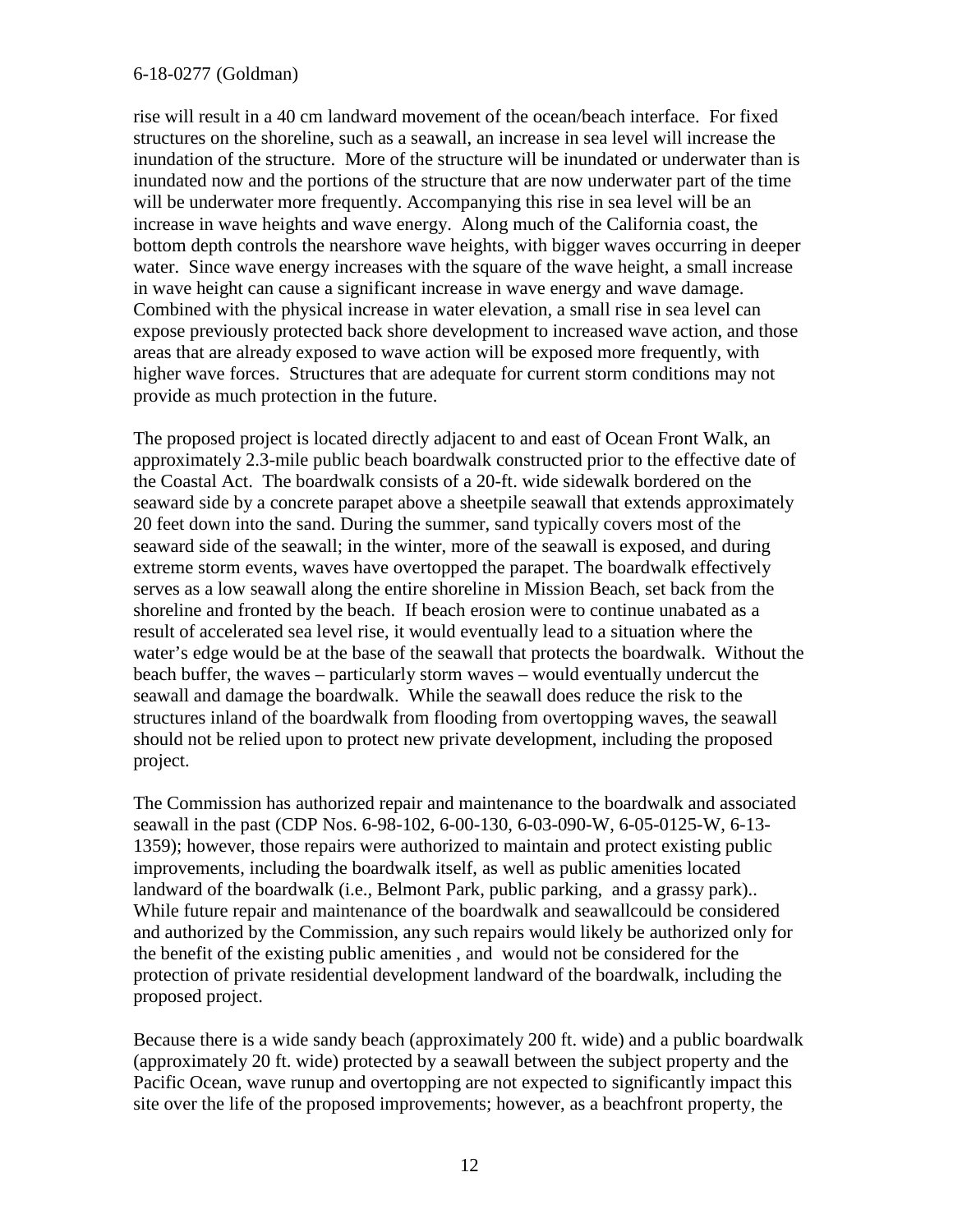rise will result in a 40 cm landward movement of the ocean/beach interface. For fixed structures on the shoreline, such as a seawall, an increase in sea level will increase the inundation of the structure. More of the structure will be inundated or underwater than is inundated now and the portions of the structure that are now underwater part of the time will be underwater more frequently. Accompanying this rise in sea level will be an increase in wave heights and wave energy. Along much of the California coast, the bottom depth controls the nearshore wave heights, with bigger waves occurring in deeper water. Since wave energy increases with the square of the wave height, a small increase in wave height can cause a significant increase in wave energy and wave damage. Combined with the physical increase in water elevation, a small rise in sea level can expose previously protected back shore development to increased wave action, and those areas that are already exposed to wave action will be exposed more frequently, with higher wave forces. Structures that are adequate for current storm conditions may not provide as much protection in the future.

The proposed project is located directly adjacent to and east of Ocean Front Walk, an approximately 2.3-mile public beach boardwalk constructed prior to the effective date of the Coastal Act. The boardwalk consists of a 20-ft. wide sidewalk bordered on the seaward side by a concrete parapet above a sheetpile seawall that extends approximately 20 feet down into the sand. During the summer, sand typically covers most of the seaward side of the seawall; in the winter, more of the seawall is exposed, and during extreme storm events, waves have overtopped the parapet. The boardwalk effectively serves as a low seawall along the entire shoreline in Mission Beach, set back from the shoreline and fronted by the beach. If beach erosion were to continue unabated as a result of accelerated sea level rise, it would eventually lead to a situation where the water's edge would be at the base of the seawall that protects the boardwalk. Without the beach buffer, the waves – particularly storm waves – would eventually undercut the seawall and damage the boardwalk. While the seawall does reduce the risk to the structures inland of the boardwalk from flooding from overtopping waves, the seawall should not be relied upon to protect new private development, including the proposed project.

The Commission has authorized repair and maintenance to the boardwalk and associated seawall in the past (CDP Nos. 6-98-102, 6-00-130, 6-03-090-W, 6-05-0125-W, 6-13-1359); however, those repairs were authorized to maintain and protect existing public improvements, including the boardwalk itself, as well as public amenities located landward of the boardwalk (i.e., Belmont Park, public parking, and a grassy park).. While future repair and maintenance of the boardwalk and seawallcould be considered and authorized by the Commission, any such repairs would likely be authorized only for the benefit of the existing public amenities , and would not be considered for the protection of private residential development landward of the boardwalk, including the proposed project.

Because there is a wide sandy beach (approximately 200 ft. wide) and a public boardwalk (approximately 20 ft. wide) protected by a seawall between the subject property and the Pacific Ocean, wave runup and overtopping are not expected to significantly impact this site over the life of the proposed improvements; however, as a beachfront property, the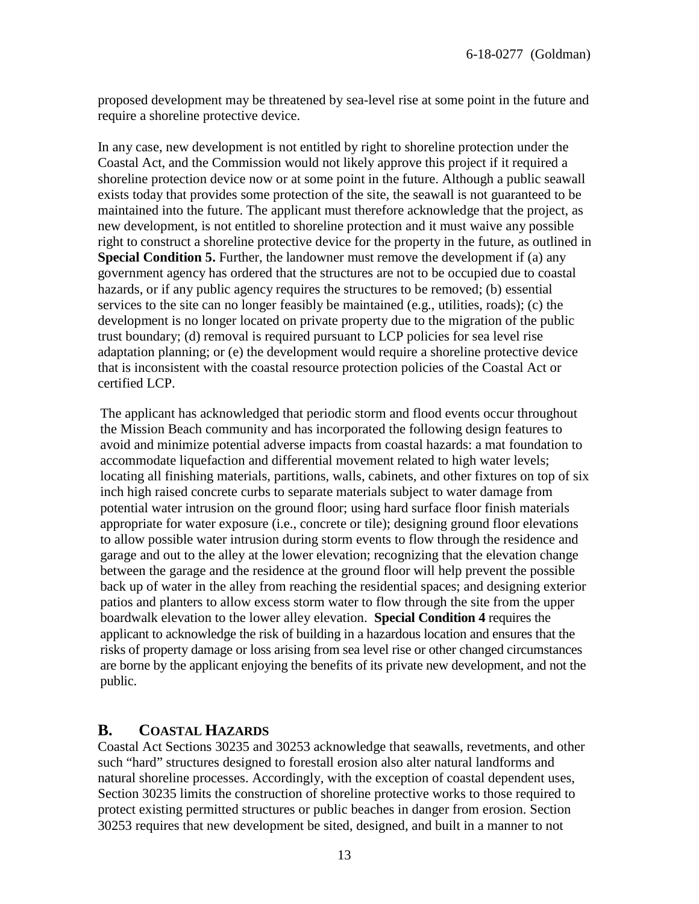proposed development may be threatened by sea-level rise at some point in the future and require a shoreline protective device.

In any case, new development is not entitled by right to shoreline protection under the Coastal Act, and the Commission would not likely approve this project if it required a shoreline protection device now or at some point in the future. Although a public seawall exists today that provides some protection of the site, the seawall is not guaranteed to be maintained into the future. The applicant must therefore acknowledge that the project, as new development, is not entitled to shoreline protection and it must waive any possible right to construct a shoreline protective device for the property in the future, as outlined in **Special Condition 5.** Further, the landowner must remove the development if (a) any government agency has ordered that the structures are not to be occupied due to coastal hazards, or if any public agency requires the structures to be removed; (b) essential services to the site can no longer feasibly be maintained (e.g., utilities, roads); (c) the development is no longer located on private property due to the migration of the public trust boundary; (d) removal is required pursuant to LCP policies for sea level rise adaptation planning; or (e) the development would require a shoreline protective device that is inconsistent with the coastal resource protection policies of the Coastal Act or certified LCP.

The applicant has acknowledged that periodic storm and flood events occur throughout the Mission Beach community and has incorporated the following design features to avoid and minimize potential adverse impacts from coastal hazards: a mat foundation to accommodate liquefaction and differential movement related to high water levels; locating all finishing materials, partitions, walls, cabinets, and other fixtures on top of six inch high raised concrete curbs to separate materials subject to water damage from potential water intrusion on the ground floor; using hard surface floor finish materials appropriate for water exposure (i.e., concrete or tile); designing ground floor elevations to allow possible water intrusion during storm events to flow through the residence and garage and out to the alley at the lower elevation; recognizing that the elevation change between the garage and the residence at the ground floor will help prevent the possible back up of water in the alley from reaching the residential spaces; and designing exterior patios and planters to allow excess storm water to flow through the site from the upper boardwalk elevation to the lower alley elevation. **Special Condition 4** requires the applicant to acknowledge the risk of building in a hazardous location and ensures that the risks of property damage or loss arising from sea level rise or other changed circumstances are borne by the applicant enjoying the benefits of its private new development, and not the public.

## B. COASTAL HAZARDS

Coastal Act Sections 30235 and 30253 acknowledge that seawalls, revetments, and other such "hard" structures designed to forestall erosion also alter natural landforms and natural shoreline processes. Accordingly, with the exception of coastal dependent uses, Section 30235 limits the construction of shoreline protective works to those required to protect existing permitted structures or public beaches in danger from erosion. Section 30253 requires that new development be sited, designed, and built in a manner to not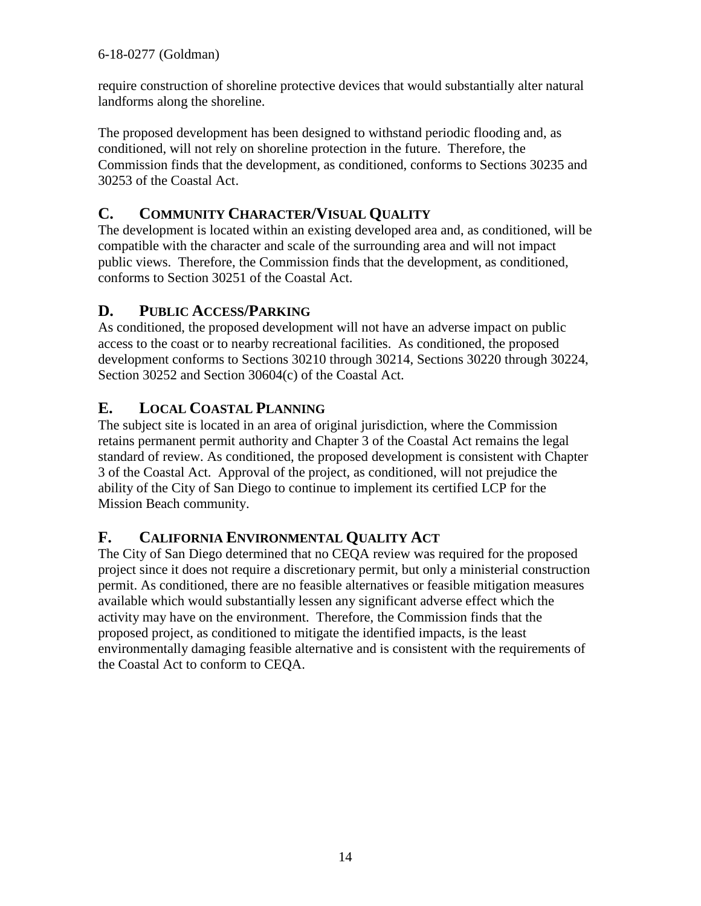require construction of shoreline protective devices that would substantially alter natural landforms along the shoreline.

The proposed development has been designed to withstand periodic flooding and, as conditioned, will not rely on shoreline protection in the future. Therefore, the Commission finds that the development, as conditioned, conforms to Sections 30235 and 30253 of the Coastal Act.

## C. Community Character/Visual Quality

The development is located within an existing developed area and, as conditioned, will be compatible with the character and scale of the surrounding area and will not impact public views. Therefore, the Commission finds that the development, as conditioned, conforms to Section 30251 of the Coastal Act.

## D. Public Access/Parking

As conditioned, the proposed development will not have an adverse impact on public access to the coast or to nearby recreational facilities. As conditioned, the proposed development conforms to Sections 30210 through 30214, Sections 30220 through 30224, Section 30252 and Section 30604(c) of the Coastal Act.

## E. Local Coastal Planning

The subject site is located in an area of original jurisdiction, where the Commission retains permanent permit authority and Chapter 3 of the Coastal Act remains the legal standard of review. As conditioned, the proposed development is consistent with Chapter 3 of the Coastal Act. Approval of the project, as conditioned, will not prejudice the ability of the City of San Diego to continue to implement its certified LCP for the Mission Beach community.

## F. California Environmental Quality Act

The City of San Diego determined that no CEQA review was required for the proposed project since it does not require a discretionary permit, but only a ministerial construction permit. As conditioned, there are no feasible alternatives or feasible mitigation measures available which would substantially lessen any significant adverse effect which the activity may have on the environment. Therefore, the Commission finds that the proposed project, as conditioned to mitigate the identified impacts, is the least environmentally damaging feasible alternative and is consistent with the requirements of the Coastal Act to conform to CEQA.